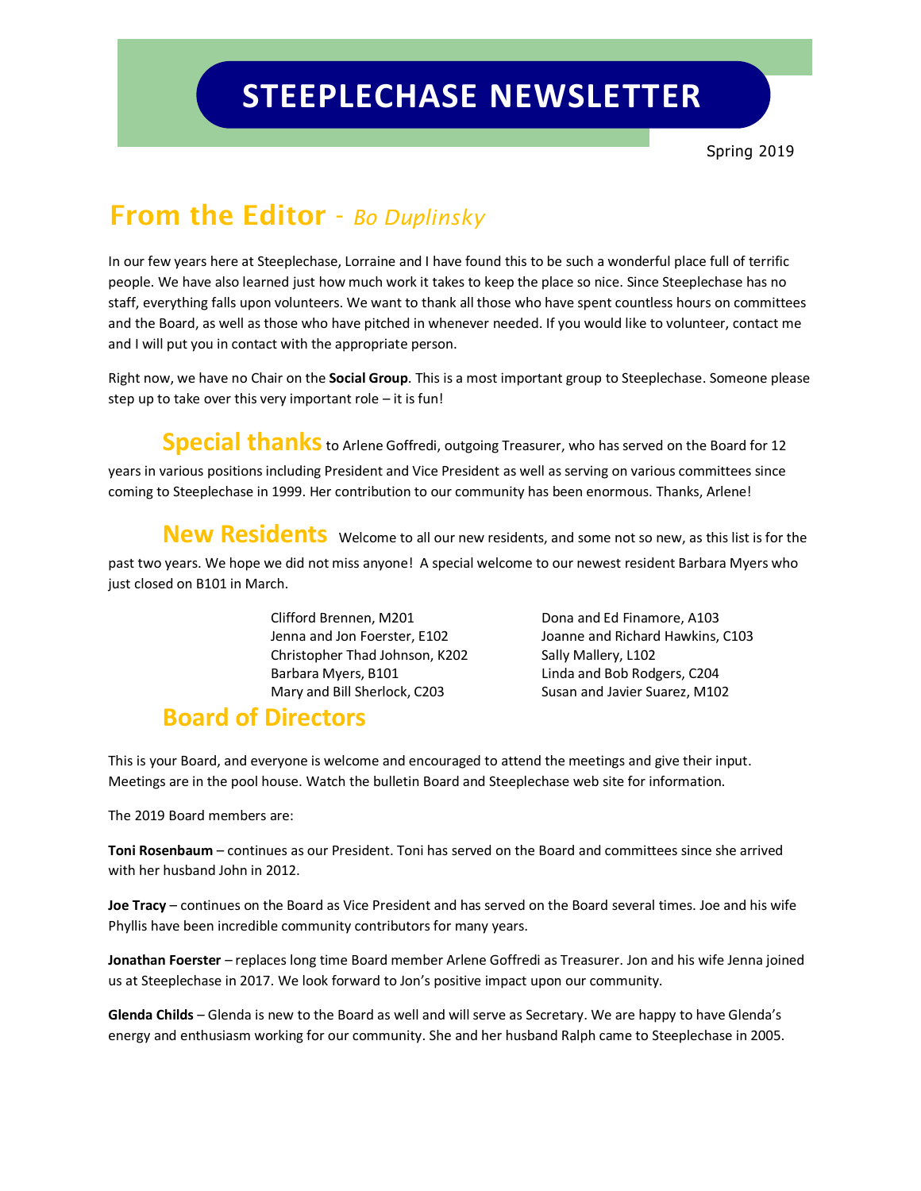# STEEPLECHASE NEWSLETTER

Spring 2019

## From the Editor - *Bo Duplinsky*

In our few years here at Steeplechase, Lorraine and I have found this to be such a wonderful place full of terrific people. We have also learned just how much work it takes to keep the place so nice. Since Steeplechase has no staff, everything falls upon volunteers. We want to thank all those who have spent countless hours on committees and the Board, as well as those who have pitched in whenever needed. If you would like to volunteer, contact me and I will put you in contact with the appropriate person.

Right now, we have no Chair on the **Social Group**. This is a most important group to Steeplechase. Someone please step up to take over this very important role – it is fun!

**Special thanks** to Arlene Goffredi, outgoing Treasurer, who has served on the Board for 12 years in various positions including President and Vice President as well as serving on various committees since coming to Steeplechase in 1999. Her contribution to our community has been enormous. Thanks, Arlene!

**New Residents** Welcome to all our new residents, and some not so new, as this list is for the past two years. We hope we did not miss anyone! A special welcome to our newest resident Barbara Myers who just closed on B101 in March.

- Clifford Brennen, M201
- Jenna and Jon Foerster, E102
- Christopher Thad Johnson, K202
- Barbara Myers, B101
- Mary and Bill Sherlock, C203
- Dona and Ed Finamore, A103
- Joanne and Richard Hawkins, C103
- Sally Mallery, L102
- Linda and Bob Rodgers, C204
- Susan and Javier Suarez, M102

## Board of Directors

This is your Board, and everyone is welcome and encouraged to attend the meetings and give their input. Meetings are in the pool house. Watch the bulletin Board and Steeplechase web site for information.

The 2019 Board members are:

**Toni Rosenbaum** – continues as our President. Toni has served on the Board and committees since she arrived with her husband John in 2012.

**Joe Tracy** – continues on the Board as Vice President and has served on the Board several times. Joe and his wife Phyllis have been incredible community contributors for many years.

**Jonathan Foerster** – replaces long time Board member Arlene Goffredi as Treasurer. Jon and his wife Jenna joined us at Steeplechase in 2017. We look forward to Jon's positive impact upon our community.

**Glenda Childs** – Glenda is new to the Board as well and will serve as Secretary. We are happy to have Glenda's energy and enthusiasm working for our community. She and her husband Ralph came to Steeplechase in 2005.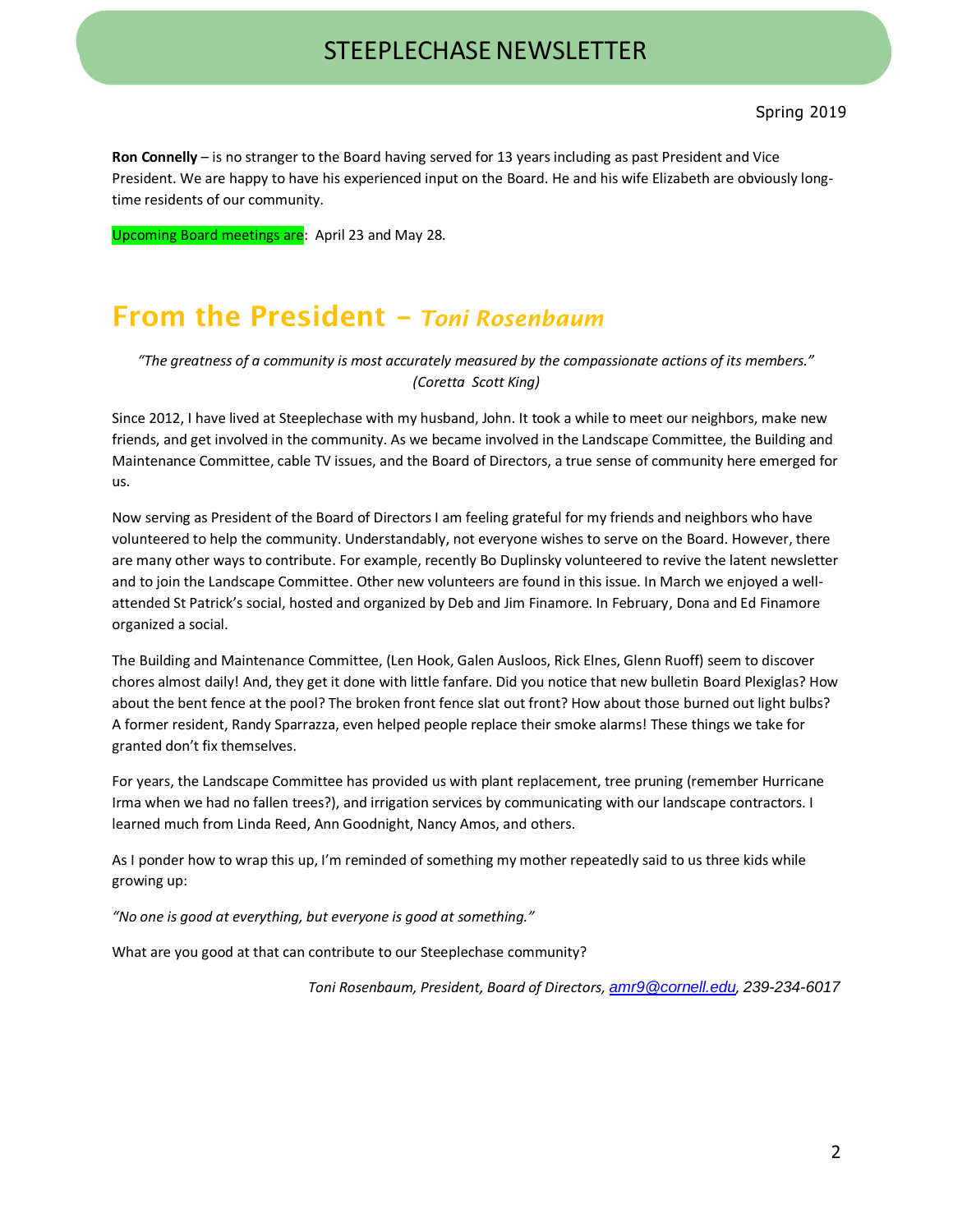# STEEPLECHASE NEWSLETTER

Spring 2019

**Ron Connelly** – is no stranger to the Board having served for 13 years including as past President and Vice President. We are happy to have his experienced input on the Board. He and his wife Elizabeth are obviously long-time residents of our community.

Upcoming Board meetings are: April 23 and May 28.

## From the President – *Toni Rosenbaum*

*"The greatness of a community is most accurately measured by the compassionate actions of its members." (Coretta Scott King)*

Since 2012, I have lived at Steeplechase with my husband, John. It took a while to meet our neighbors, make new friends, and get involved in the community. As we became involved in the Landscape Committee, the Building and Maintenance Committee, cable TV issues, and the Board of Directors, a true sense of community here emerged for us.

Now serving as President of the Board of Directors I am feeling grateful for my friends and neighbors who have volunteered to help the community. Understandably, not everyone wishes to serve on the Board. However, there are many other ways to contribute. For example, recently Bo Duplinsky volunteered to revive the latent newsletter and to join the Landscape Committee. Other new volunteers are found in this issue. In March we enjoyed a well-attended St Patrick's social, hosted and organized by Deb and Jim Finamore. In February, Dona and Ed Finamore organized a social.

The Building and Maintenance Committee, (Len Hook, Galen Ausloos, Rick Elnes, Glenn Ruoff) seem to discover chores almost daily! And, they get it done with little fanfare. Did you notice that new bulletin Board Plexiglas? How about the bent fence at the pool? The broken front fence slat out front? How about those burned out light bulbs? A former resident, Randy Sparrazza, even helped people replace their smoke alarms! These things we take for granted don't fix themselves.

For years, the Landscape Committee has provided us with plant replacement, tree pruning (remember Hurricane Irma when we had no fallen trees?), and irrigation services by communicating with our landscape contractors. I learned much from Linda Reed, Ann Goodnight, Nancy Amos, and others.

As I ponder how to wrap this up, I'm reminded of something my mother repeatedly said to us three kids while growing up:

*"No one is good at everything, but everyone is good at something."*

What are you good at that can contribute to our Steeplechase community?

*Toni Rosenbaum, President, Board of Directors, amr9@cornell.edu, 239-234-6017*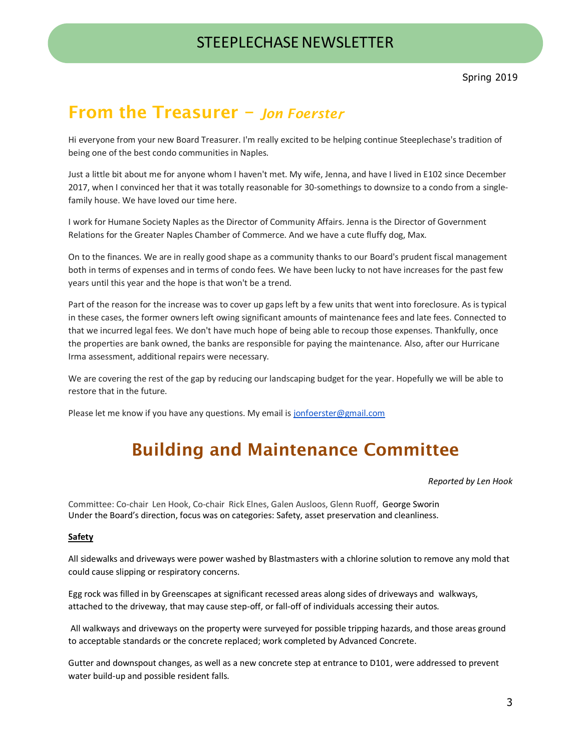# STEEPLECHASE NEWSLETTER

Spring 2019

## From the Treasurer – *Jon Foerster*

Hi everyone from your new Board Treasurer. I'm really excited to be helping continue Steeplechase's tradition of being one of the best condo communities in Naples.

Just a little bit about me for anyone whom I haven't met. My wife, Jenna, and have I lived in E102 since December 2017, when I convinced her that it was totally reasonable for 30-somethings to downsize to a condo from a single-family house. We have loved our time here.

I work for Humane Society Naples as the Director of Community Affairs. Jenna is the Director of Government Relations for the Greater Naples Chamber of Commerce. And we have a cute fluffy dog, Max.

On to the finances. We are in really good shape as a community thanks to our Board's prudent fiscal management both in terms of expenses and in terms of condo fees. We have been lucky to not have increases for the past few years until this year and the hope is that won't be a trend.

Part of the reason for the increase was to cover up gaps left by a few units that went into foreclosure. As is typical in these cases, the former owners left owing significant amounts of maintenance fees and late fees. Connected to that we incurred legal fees. We don't have much hope of being able to recoup those expenses. Thankfully, once the properties are bank owned, the banks are responsible for paying the maintenance. Also, after our Hurricane Irma assessment, additional repairs were necessary.

We are covering the rest of the gap by reducing our landscaping budget for the year. Hopefully we will be able to restore that in the future.

Please let me know if you have any questions. My email is jonfoerster@gmail.com

## Building and Maintenance Committee

*Reported by Len Hook*

Committee: Co-chair Len Hook, Co-chair Rick Elnes, Galen Ausloos, Glenn Ruoff, George Sworin
Under the Board's direction, focus was on categories: Safety, asset preservation and cleanliness.

**Safety**

All sidewalks and driveways were power washed by Blastmasters with a chlorine solution to remove any mold that could cause slipping or respiratory concerns.

Egg rock was filled in by Greenscapes at significant recessed areas along sides of driveways and walkways, attached to the driveway, that may cause step-off, or fall-off of individuals accessing their autos.

All walkways and driveways on the property were surveyed for possible tripping hazards, and those areas ground to acceptable standards or the concrete replaced; work completed by Advanced Concrete.

Gutter and downspout changes, as well as a new concrete step at entrance to D101, were addressed to prevent water build-up and possible resident falls.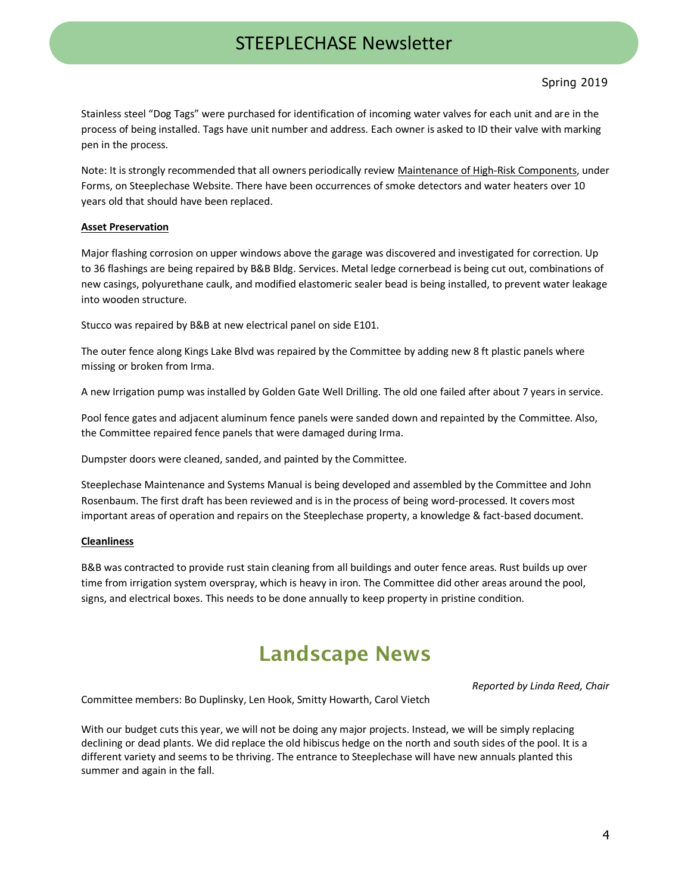Stainless steel “Dog Tags” were purchased for identification of incoming water valves for each unit and are in the process of being installed. Tags have unit number and address. Each owner is asked to ID their valve with marking pen in the process.

Note: It is strongly recommended that all owners periodically review Maintenance of High-Risk Components, under Forms, on Steeplechase Website. There have been occurrences of smoke detectors and water heaters over 10 years old that should have been replaced.

**Asset Preservation**

Major flashing corrosion on upper windows above the garage was discovered and investigated for correction. Up to 36 flashings are being repaired by B&B Bldg. Services. Metal ledge cornerbead is being cut out, combinations of new casings, polyurethane caulk, and modified elastomeric sealer bead is being installed, to prevent water leakage into wooden structure.

Stucco was repaired by B&B at new electrical panel on side E101.

The outer fence along Kings Lake Blvd was repaired by the Committee by adding new 8 ft plastic panels where missing or broken from Irma.

A new Irrigation pump was installed by Golden Gate Well Drilling. The old one failed after about 7 years in service.

Pool fence gates and adjacent aluminum fence panels were sanded down and repainted by the Committee. Also, the Committee repaired fence panels that were damaged during Irma.

Dumpster doors were cleaned, sanded, and painted by the Committee.

Steeplechase Maintenance and Systems Manual is being developed and assembled by the Committee and John Rosenbaum. The first draft has been reviewed and is in the process of being word-processed. It covers most important areas of operation and repairs on the Steeplechase property, a knowledge & fact-based document.

**Cleanliness**

B&B was contracted to provide rust stain cleaning from all buildings and outer fence areas. Rust builds up over time from irrigation system overspray, which is heavy in iron. The Committee did other areas around the pool, signs, and electrical boxes. This needs to be done annually to keep property in pristine condition.

## Landscape News

*Reported by Linda Reed, Chair*

Committee members: Bo Duplinsky, Len Hook, Smitty Howarth, Carol Vietch

With our budget cuts this year, we will not be doing any major projects. Instead, we will be simply replacing declining or dead plants. We did replace the old hibiscus hedge on the north and south sides of the pool. It is a different variety and seems to be thriving. The entrance to Steeplechase will have new annuals planted this summer and again in the fall.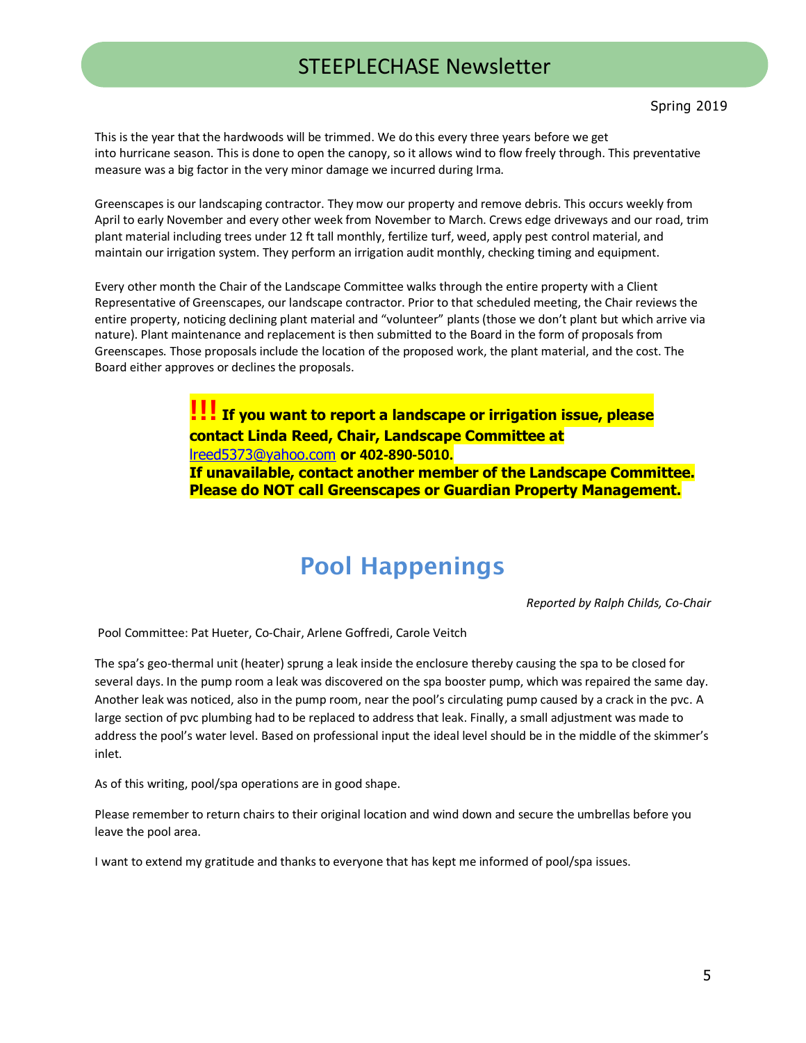This is the year that the hardwoods will be trimmed. We do this every three years before we get into hurricane season. This is done to open the canopy, so it allows wind to flow freely through. This preventative measure was a big factor in the very minor damage we incurred during Irma.

Greenscapes is our landscaping contractor. They mow our property and remove debris. This occurs weekly from April to early November and every other week from November to March. Crews edge driveways and our road, trim plant material including trees under 12 ft tall monthly, fertilize turf, weed, apply pest control material, and maintain our irrigation system. They perform an irrigation audit monthly, checking timing and equipment.

Every other month the Chair of the Landscape Committee walks through the entire property with a Client Representative of Greenscapes, our landscape contractor. Prior to that scheduled meeting, the Chair reviews the entire property, noticing declining plant material and "volunteer" plants (those we don't plant but which arrive via nature). Plant maintenance and replacement is then submitted to the Board in the form of proposals from Greenscapes. Those proposals include the location of the proposed work, the plant material, and the cost. The Board either approves or declines the proposals.

**!!! If you want to report a landscape or irrigation issue, please contact Linda Reed, Chair, Landscape Committee at lreed5373@yahoo.com or 402-890-5010.**
**If unavailable, contact another member of the Landscape Committee. Please do NOT call Greenscapes or Guardian Property Management.**

# Pool Happenings

*Reported by Ralph Childs, Co-Chair*

Pool Committee: Pat Hueter, Co-Chair, Arlene Goffredi, Carole Veitch

The spa's geo-thermal unit (heater) sprung a leak inside the enclosure thereby causing the spa to be closed for several days. In the pump room a leak was discovered on the spa booster pump, which was repaired the same day. Another leak was noticed, also in the pump room, near the pool's circulating pump caused by a crack in the pvc. A large section of pvc plumbing had to be replaced to address that leak. Finally, a small adjustment was made to address the pool's water level. Based on professional input the ideal level should be in the middle of the skimmer's inlet.

As of this writing, pool/spa operations are in good shape.

Please remember to return chairs to their original location and wind down and secure the umbrellas before you leave the pool area.

I want to extend my gratitude and thanks to everyone that has kept me informed of pool/spa issues.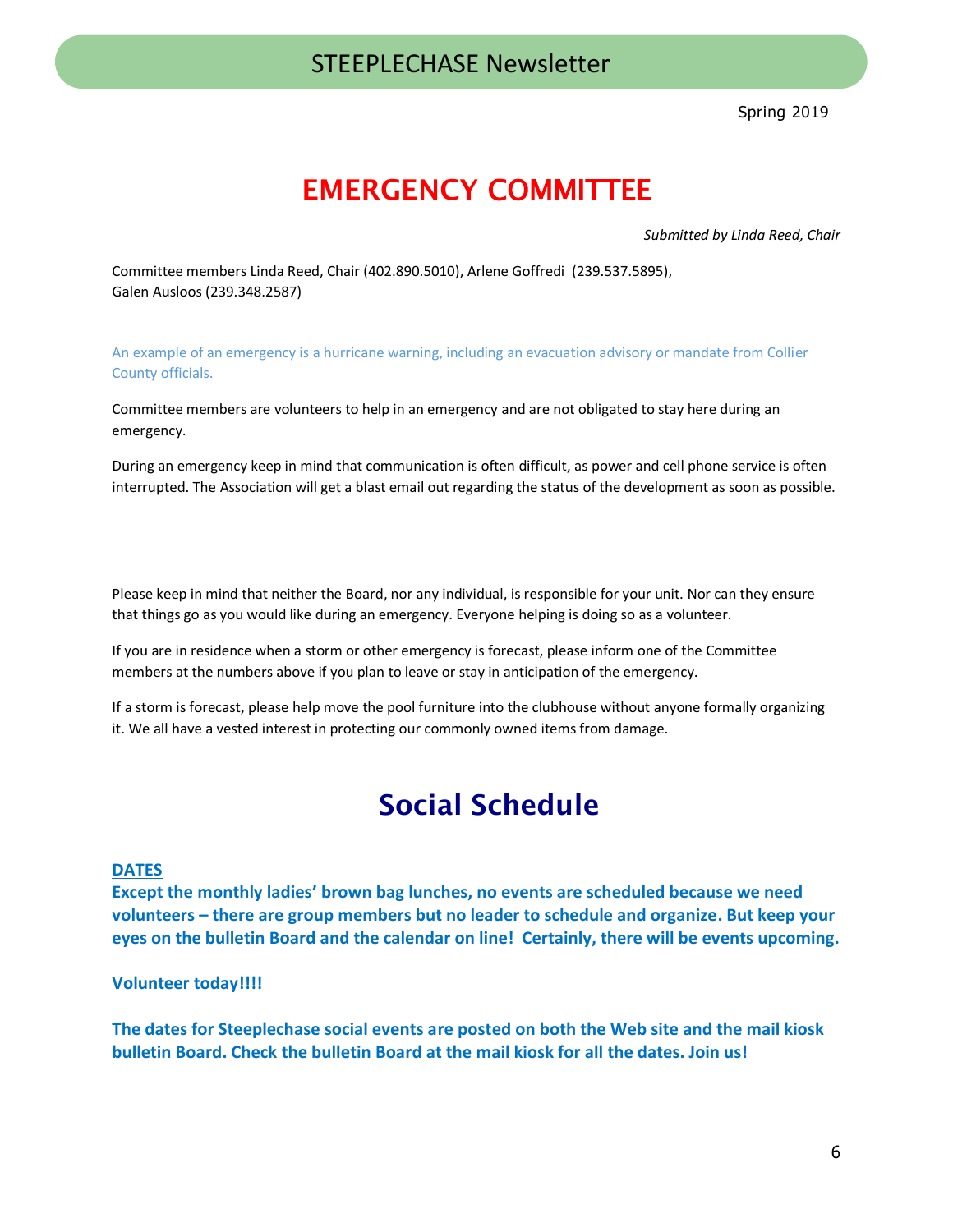# EMERGENCY COMMITTEE

*Submitted by Linda Reed, Chair*

Committee members Linda Reed, Chair (402.890.5010), Arlene Goffredi (239.537.5895),
Galen Ausloos (239.348.2587)

An example of an emergency is a hurricane warning, including an evacuation advisory or mandate from Collier County officials.

Committee members are volunteers to help in an emergency and are not obligated to stay here during an emergency.

During an emergency keep in mind that communication is often difficult, as power and cell phone service is often interrupted. The Association will get a blast email out regarding the status of the development as soon as possible.

Please keep in mind that neither the Board, nor any individual, is responsible for your unit. Nor can they ensure that things go as you would like during an emergency. Everyone helping is doing so as a volunteer.

If you are in residence when a storm or other emergency is forecast, please inform one of the Committee members at the numbers above if you plan to leave or stay in anticipation of the emergency.

If a storm is forecast, please help move the pool furniture into the clubhouse without anyone formally organizing it. We all have a vested interest in protecting our commonly owned items from damage.

# Social Schedule

**DATES**

**Except the monthly ladies' brown bag lunches, no events are scheduled because we need volunteers – there are group members but no leader to schedule and organize. But keep your eyes on the bulletin Board and the calendar on line! Certainly, there will be events upcoming.**

**Volunteer today!!!!**

**The dates for Steeplechase social events are posted on both the Web site and the mail kiosk bulletin Board. Check the bulletin Board at the mail kiosk for all the dates. Join us!**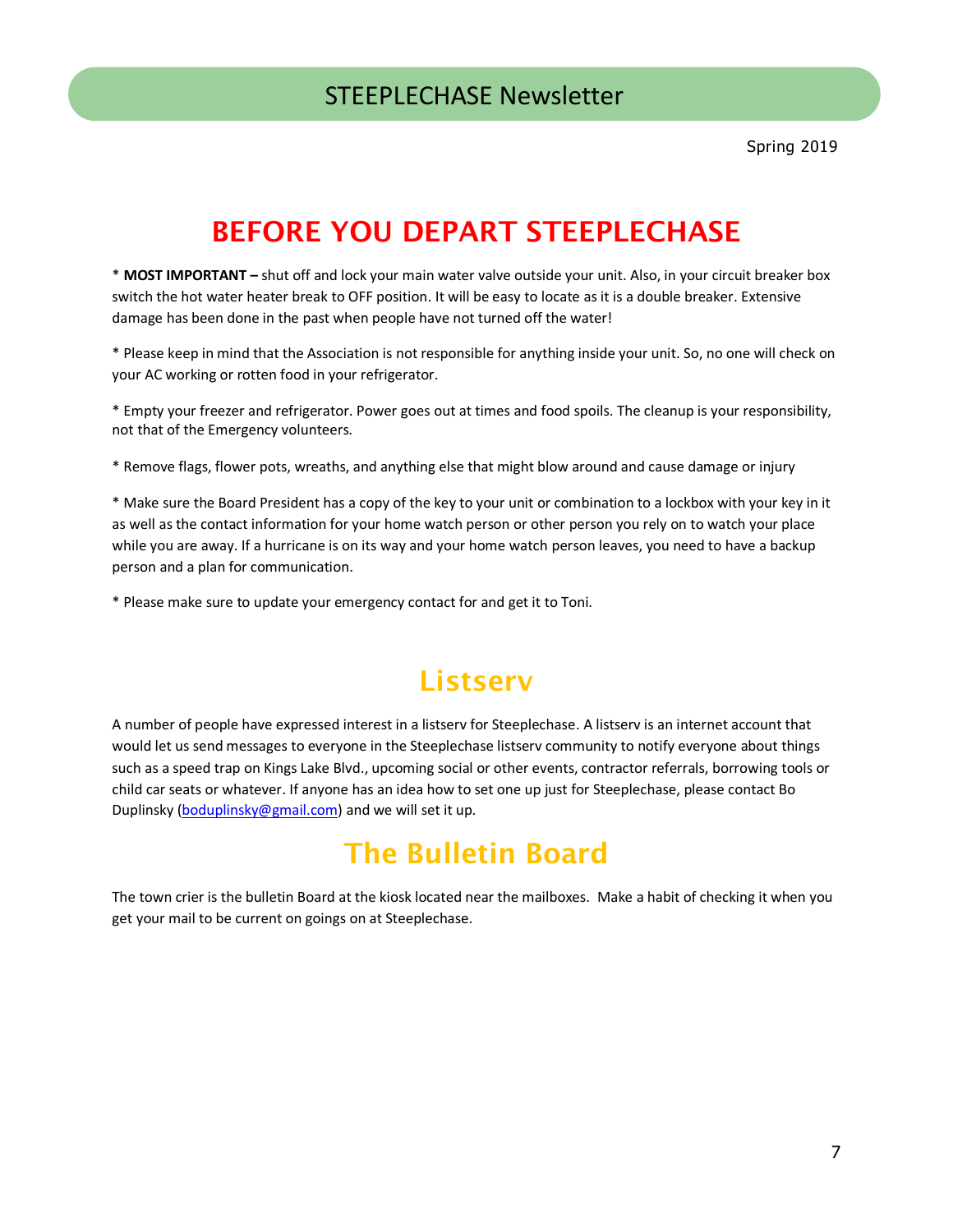# BEFORE YOU DEPART STEEPLECHASE

* **MOST IMPORTANT –** shut off and lock your main water valve outside your unit. Also, in your circuit breaker box switch the hot water heater break to OFF position. It will be easy to locate as it is a double breaker. Extensive damage has been done in the past when people have not turned off the water!

* Please keep in mind that the Association is not responsible for anything inside your unit. So, no one will check on your AC working or rotten food in your refrigerator.

* Empty your freezer and refrigerator. Power goes out at times and food spoils. The cleanup is your responsibility, not that of the Emergency volunteers.

* Remove flags, flower pots, wreaths, and anything else that might blow around and cause damage or injury

* Make sure the Board President has a copy of the key to your unit or combination to a lockbox with your key in it as well as the contact information for your home watch person or other person you rely on to watch your place while you are away. If a hurricane is on its way and your home watch person leaves, you need to have a backup person and a plan for communication.

* Please make sure to update your emergency contact for and get it to Toni.

## Listserv

A number of people have expressed interest in a listserv for Steeplechase. A listserv is an internet account that would let us send messages to everyone in the Steeplechase listserv community to notify everyone about things such as a speed trap on Kings Lake Blvd., upcoming social or other events, contractor referrals, borrowing tools or child car seats or whatever. If anyone has an idea how to set one up just for Steeplechase, please contact Bo Duplinsky (boduplinsky@gmail.com) and we will set it up.

## The Bulletin Board

The town crier is the bulletin Board at the kiosk located near the mailboxes. Make a habit of checking it when you get your mail to be current on goings on at Steeplechase.